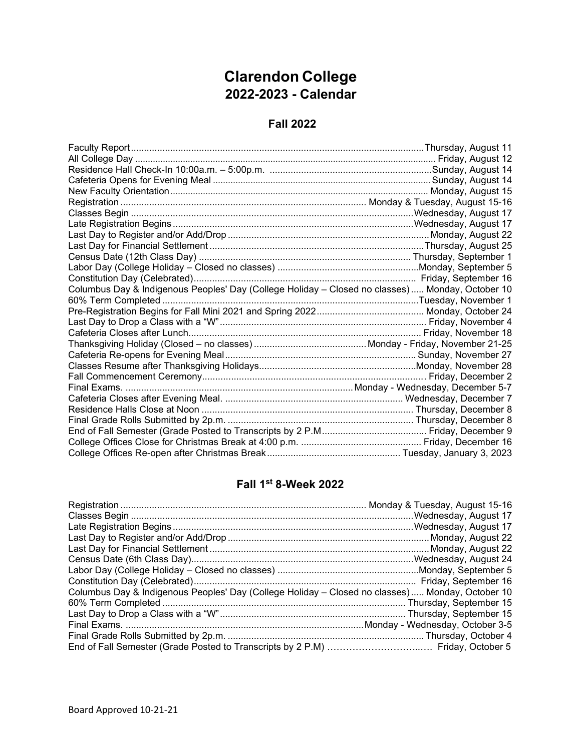# Clarendon College
## 2022-2023 - Calendar

### Fall 2022

| Event | Date |
|---|---|
| Faculty Report | Thursday, August 11 |
| All College Day | Friday, August 12 |
| Residence Hall Check-In 10:00a.m. – 5:00p.m. | Sunday, August 14 |
| Cafeteria Opens for Evening Meal | Sunday, August 14 |
| New Faculty Orientation | Monday, August 15 |
| Registration | Monday & Tuesday, August 15-16 |
| Classes Begin | Wednesday, August 17 |
| Late Registration Begins | Wednesday, August 17 |
| Last Day to Register and/or Add/Drop | Monday, August 22 |
| Last Day for Financial Settlement | Thursday, August 25 |
| Census Date (12th Class Day) | Thursday, September 1 |
| Labor Day (College Holiday – Closed no classes) | Monday, September 5 |
| Constitution Day (Celebrated) | Friday, September 16 |
| Columbus Day & Indigenous Peoples' Day (College Holiday – Closed no classes) | Monday, October 10 |
| 60% Term Completed | Tuesday, November 1 |
| Pre-Registration Begins for Fall Mini 2021 and Spring 2022 | Monday, October 24 |
| Last Day to Drop a Class with a "W" | Friday, November 4 |
| Cafeteria Closes after Lunch | Friday, November 18 |
| Thanksgiving Holiday (Closed – no classes) | Monday - Friday, November 21-25 |
| Cafeteria Re-opens for Evening Meal | Sunday, November 27 |
| Classes Resume after Thanksgiving Holidays | Monday, November 28 |
| Fall Commencement Ceremony | Friday, December 2 |
| Final Exams. | Monday - Wednesday, December 5-7 |
| Cafeteria Closes after Evening Meal. | Wednesday, December 7 |
| Residence Halls Close at Noon | Thursday, December 8 |
| Final Grade Rolls Submitted by 2p.m. | Thursday, December 8 |
| End of Fall Semester (Grade Posted to Transcripts by 2 P.M | Friday, December 9 |
| College Offices Close for Christmas Break at 4:00 p.m. | Friday, December 16 |
| College Offices Re-open after Christmas Break | Tuesday, January 3, 2023 |

### Fall 1st 8-Week 2022

| Event | Date |
|---|---|
| Registration | Monday & Tuesday, August 15-16 |
| Classes Begin | Wednesday, August 17 |
| Late Registration Begins | Wednesday, August 17 |
| Last Day to Register and/or Add/Drop | Monday, August 22 |
| Last Day for Financial Settlement | Monday, August 22 |
| Census Date (6th Class Day) | Wednesday, August 24 |
| Labor Day (College Holiday – Closed no classes) | Monday, September 5 |
| Constitution Day (Celebrated) | Friday, September 16 |
| Columbus Day & Indigenous Peoples' Day (College Holiday – Closed no classes) | Monday, October 10 |
| 60% Term Completed | Thursday, September 15 |
| Last Day to Drop a Class with a "W" | Thursday, September 15 |
| Final Exams. | Monday - Wednesday, October 3-5 |
| Final Grade Rolls Submitted by 2p.m. | Thursday, October 4 |
| End of Fall Semester (Grade Posted to Transcripts by 2 P.M) | Friday, October 5 |

Board Approved 10-21-21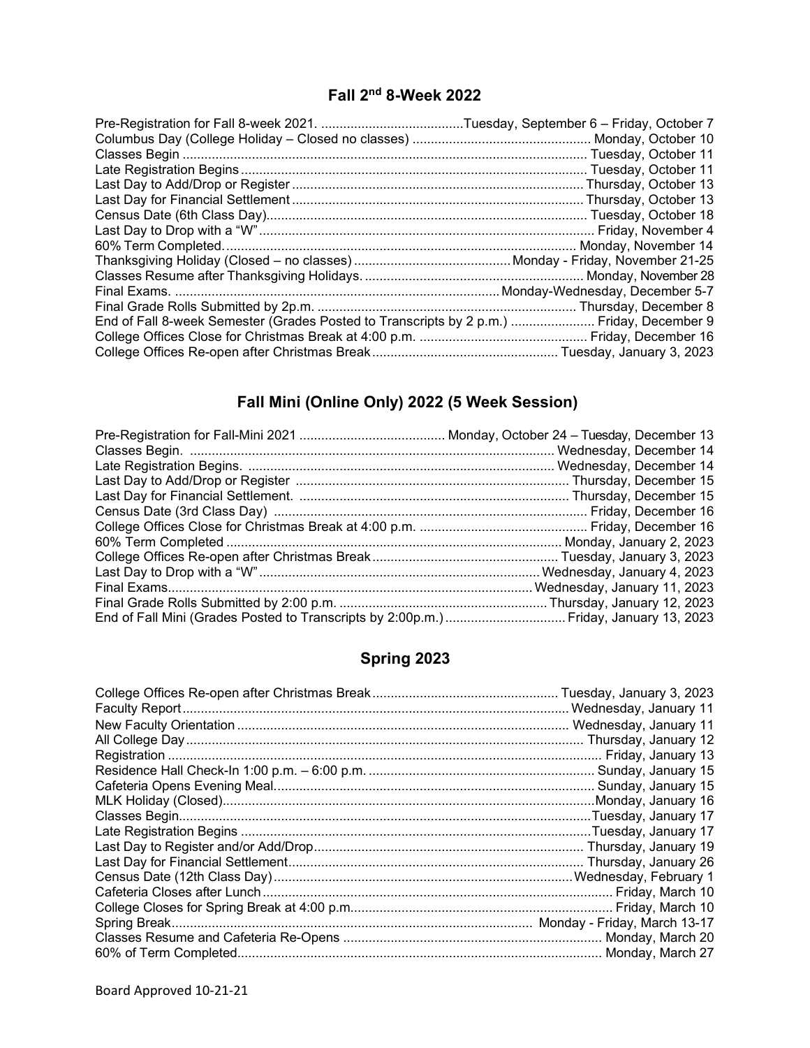## Fall 2nd 8-Week 2022

| Event | Date |
| --- | --- |
| Pre-Registration for Fall 8-week 2021. | Tuesday, September 6 – Friday, October 7 |
| Columbus Day (College Holiday – Closed no classes) | Monday, October 10 |
| Classes Begin | Tuesday, October 11 |
| Late Registration Begins | Tuesday, October 11 |
| Last Day to Add/Drop or Register | Thursday, October 13 |
| Last Day for Financial Settlement | Thursday, October 13 |
| Census Date (6th Class Day) | Tuesday, October 18 |
| Last Day to Drop with a "W" | Friday, November 4 |
| 60% Term Completed. | Monday, November 14 |
| Thanksgiving Holiday (Closed – no classes) | Monday - Friday, November 21-25 |
| Classes Resume after Thanksgiving Holidays. | Monday, November 28 |
| Final Exams. | Monday-Wednesday, December 5-7 |
| Final Grade Rolls Submitted by 2p.m. | Thursday, December 8 |
| End of Fall 8-week Semester (Grades Posted to Transcripts by 2 p.m.) | Friday, December 9 |
| College Offices Close for Christmas Break at 4:00 p.m. | Friday, December 16 |
| College Offices Re-open after Christmas Break | Tuesday, January 3, 2023 |

## Fall Mini (Online Only) 2022 (5 Week Session)

| Event | Date |
| --- | --- |
| Pre-Registration for Fall-Mini 2021 | Monday, October 24 – Tuesday, December 13 |
| Classes Begin. | Wednesday, December 14 |
| Late Registration Begins. | Wednesday, December 14 |
| Last Day to Add/Drop or Register | Thursday, December 15 |
| Last Day for Financial Settlement. | Thursday, December 15 |
| Census Date (3rd Class Day) | Friday, December 16 |
| College Offices Close for Christmas Break at 4:00 p.m. | Friday, December 16 |
| 60% Term Completed | Monday, January 2, 2023 |
| College Offices Re-open after Christmas Break | Tuesday, January 3, 2023 |
| Last Day to Drop with a "W" | Wednesday, January 4, 2023 |
| Final Exams | Wednesday, January 11, 2023 |
| Final Grade Rolls Submitted by 2:00 p.m. | Thursday, January 12, 2023 |
| End of Fall Mini (Grades Posted to Transcripts by 2:00p.m.) | Friday, January 13, 2023 |

## Spring 2023

| Event | Date |
| --- | --- |
| College Offices Re-open after Christmas Break | Tuesday, January 3, 2023 |
| Faculty Report | Wednesday, January 11 |
| New Faculty Orientation | Wednesday, January 11 |
| All College Day | Thursday, January 12 |
| Registration | Friday, January 13 |
| Residence Hall Check-In 1:00 p.m. – 6:00 p.m. | Sunday, January 15 |
| Cafeteria Opens Evening Meal | Sunday, January 15 |
| MLK Holiday (Closed) | Monday, January 16 |
| Classes Begin | Tuesday, January 17 |
| Late Registration Begins | Tuesday, January 17 |
| Last Day to Register and/or Add/Drop | Thursday, January 19 |
| Last Day for Financial Settlement | Thursday, January 26 |
| Census Date (12th Class Day) | Wednesday, February 1 |
| Cafeteria Closes after Lunch | Friday, March 10 |
| College Closes for Spring Break at 4:00 p.m. | Friday, March 10 |
| Spring Break | Monday - Friday, March 13-17 |
| Classes Resume and Cafeteria Re-Opens | Monday, March 20 |
| 60% of Term Completed | Monday, March 27 |

Board Approved 10-21-21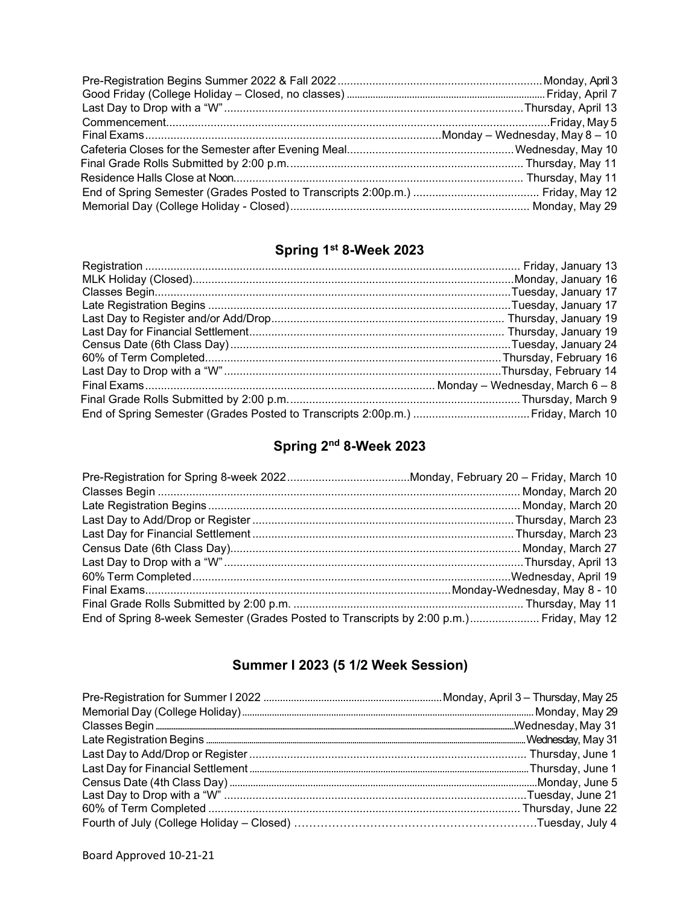| | |
|---|---|
| Pre-Registration Begins Summer 2022 & Fall 2022 | Monday, April 3 |
| Good Friday (College Holiday – Closed, no classes) | Friday, April 7 |
| Last Day to Drop with a "W" | Thursday, April 13 |
| Commencement | Friday, May 5 |
| Final Exams | Monday – Wednesday, May 8 – 10 |
| Cafeteria Closes for the Semester after Evening Meal | Wednesday, May 10 |
| Final Grade Rolls Submitted by 2:00 p.m. | Thursday, May 11 |
| Residence Halls Close at Noon | Thursday, May 11 |
| End of Spring Semester (Grades Posted to Transcripts 2:00p.m.) | Friday, May 12 |
| Memorial Day (College Holiday - Closed) | Monday, May 29 |

## Spring 1st 8-Week 2023

| | |
|---|---|
| Registration | Friday, January 13 |
| MLK Holiday (Closed) | Monday, January 16 |
| Classes Begin | Tuesday, January 17 |
| Late Registration Begins | Tuesday, January 17 |
| Last Day to Register and/or Add/Drop | Thursday, January 19 |
| Last Day for Financial Settlement | Thursday, January 19 |
| Census Date (6th Class Day) | Tuesday, January 24 |
| 60% of Term Completed | Thursday, February 16 |
| Last Day to Drop with a "W" | Thursday, February 14 |
| Final Exams | Monday – Wednesday, March 6 – 8 |
| Final Grade Rolls Submitted by 2:00 p.m. | Thursday, March 9 |
| End of Spring Semester (Grades Posted to Transcripts 2:00p.m.) | Friday, March 10 |

## Spring 2nd 8-Week 2023

| | |
|---|---|
| Pre-Registration for Spring 8-week 2022 | Monday, February 20 – Friday, March 10 |
| Classes Begin | Monday, March 20 |
| Late Registration Begins | Monday, March 20 |
| Last Day to Add/Drop or Register | Thursday, March 23 |
| Last Day for Financial Settlement | Thursday, March 23 |
| Census Date (6th Class Day) | Monday, March 27 |
| Last Day to Drop with a "W" | Thursday, April 13 |
| 60% Term Completed | Wednesday, April 19 |
| Final Exams | Monday-Wednesday, May 8 - 10 |
| Final Grade Rolls Submitted by 2:00 p.m. | Thursday, May 11 |
| End of Spring 8-week Semester (Grades Posted to Transcripts by 2:00 p.m.) | Friday, May 12 |

## Summer I 2023 (5 1/2 Week Session)

| | |
|---|---|
| Pre-Registration for Summer I 2022 | Monday, April 3 – Thursday, May 25 |
| Memorial Day (College Holiday) | Monday, May 29 |
| Classes Begin | Wednesday, May 31 |
| Late Registration Begins | Wednesday, May 31 |
| Last Day to Add/Drop or Register | Thursday, June 1 |
| Last Day for Financial Settlement | Thursday, June 1 |
| Census Date (4th Class Day) | Monday, June 5 |
| Last Day to Drop with a "W" | Tuesday, June 21 |
| 60% of Term Completed | Thursday, June 22 |
| Fourth of July (College Holiday – Closed) | Tuesday, July 4 |

Board Approved 10-21-21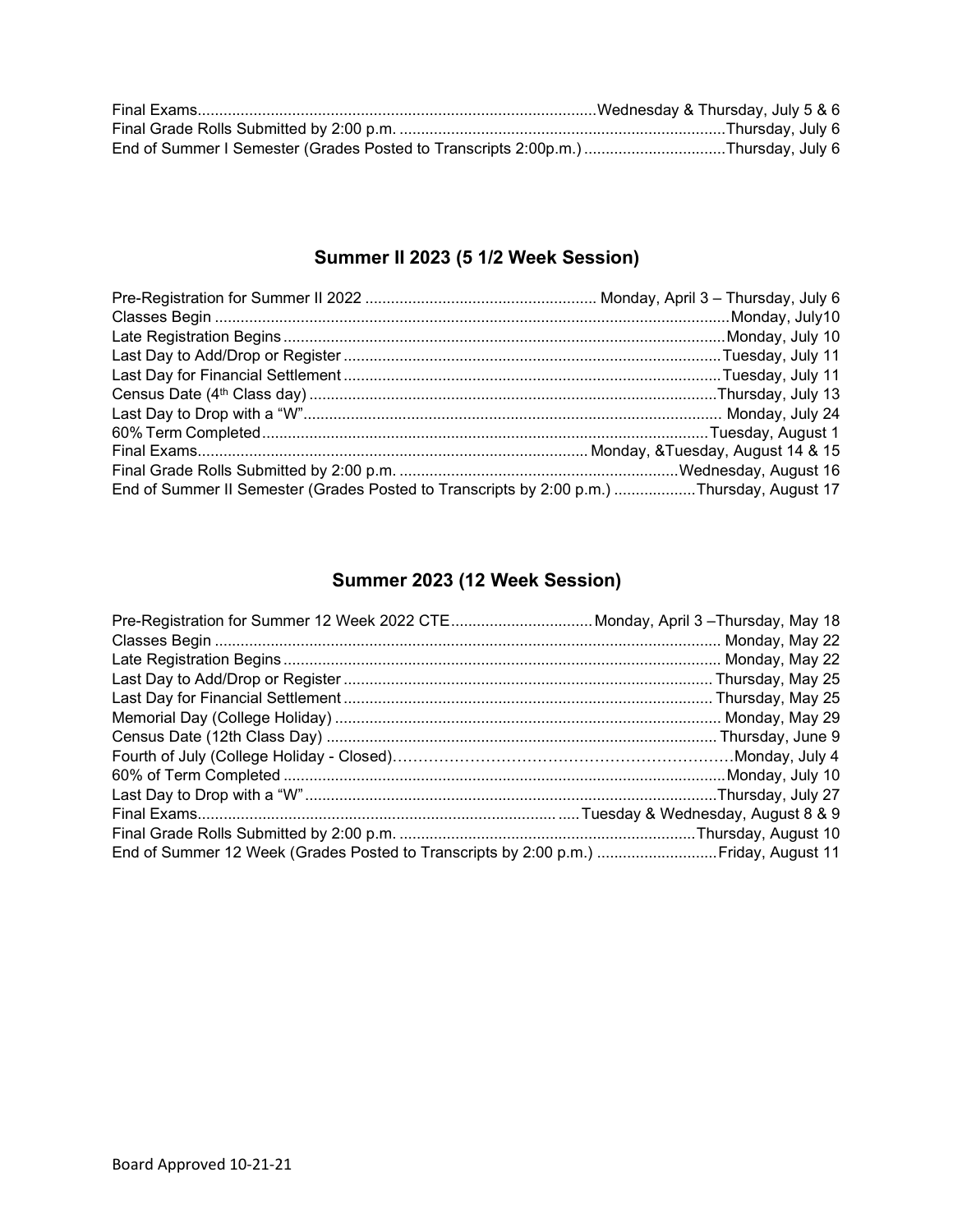Final Exams......................................................................................Wednesday & Thursday, July 5 & 6
Final Grade Rolls Submitted by 2:00 p.m. ...........................................................................Thursday, July 6
End of Summer I Semester (Grades Posted to Transcripts 2:00p.m.) ................................Thursday, July 6

## Summer II 2023 (5 1/2 Week Session)

Pre-Registration for Summer II 2022 ..................................................... Monday, April 3 – Thursday, July 6
Classes Begin ......................................................................................................................Monday, July10
Late Registration Begins .....................................................................................................Monday, July 10
Last Day to Add/Drop or Register ......................................................................................Tuesday, July 11
Last Day for Financial Settlement ......................................................................................Tuesday, July 11
Census Date (4th Class day) ..............................................................................................Thursday, July 13
Last Day to Drop with a "W"................................................................................................ Monday, July 24
60% Term Completed .......................................................................................................Tuesday, August 1
Final Exams........................................................................................ Monday, &Tuesday, August 14 & 15
Final Grade Rolls Submitted by 2:00 p.m. ................................................................Wednesday, August 16
End of Summer II Semester (Grades Posted to Transcripts by 2:00 p.m.) ..................Thursday, August 17

## Summer 2023 (12 Week Session)

Pre-Registration for Summer 12 Week 2022 CTE.................................Monday, April 3 –Thursday, May 18
Classes Begin ..................................................................................................................... Monday, May 22
Late Registration Begins ..................................................................................................... Monday, May 22
Last Day to Add/Drop or Register ..................................................................................... Thursday, May 25
Last Day for Financial Settlement ..................................................................................... Thursday, May 25
Memorial Day (College Holiday) ......................................................................................... Monday, May 29
Census Date (12th Class Day) .......................................................................................... Thursday, June 9
Fourth of July (College Holiday - Closed)……………………………………………………………Monday, July 4
60% of Term Completed ......................................................................................................Monday, July 10
Last Day to Drop with a "W"...............................................................................................Thursday, July 27
Final Exams.................................................................................... .....Tuesday & Wednesday, August 8 & 9
Final Grade Rolls Submitted by 2:00 p.m. ....................................................................Thursday, August 10
End of Summer 12 Week (Grades Posted to Transcripts by 2:00 p.m.) ............................Friday, August 11

Board Approved 10-21-21